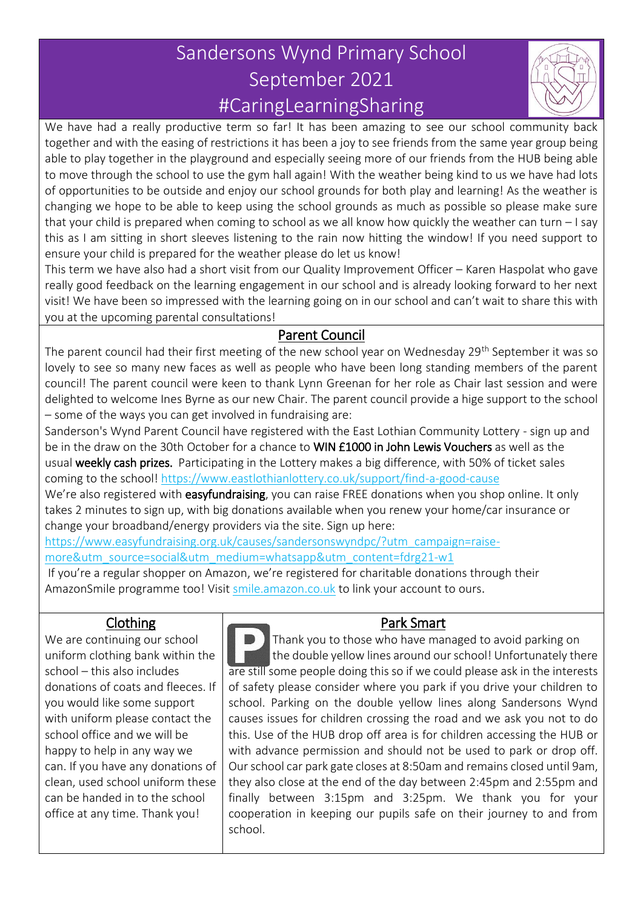# Sandersons Wynd Primary School

## September 2021

## #CaringLearningSharing

We have had a really productive term so far! It has been amazing to see our school community back together and with the easing of restrictions it has been a joy to see friends from the same year group being able to play together in the playground and especially seeing more of our friends from the HUB being able to move through the school to use the gym hall again! With the weather being kind to us we have had lots of opportunities to be outside and enjoy our school grounds for both play and learning! As the weather is changing we hope to be able to keep using the school grounds as much as possible so please make sure that your child is prepared when coming to school as we all know how quickly the weather can turn – I say this as I am sitting in short sleeves listening to the rain now hitting the window! If you need support to ensure your child is prepared for the weather please do let us know!

This term we have also had a short visit from our Quality Improvement Officer – Karen Haspolat who gave really good feedback on the learning engagement in our school and is already looking forward to her next visit! We have been so impressed with the learning going on in our school and can't wait to share this with you at the upcoming parental consultations!

## Parent Council

The parent council had their first meeting of the new school year on Wednesday 29th September it was so lovely to see so many new faces as well as people who have been long standing members of the parent council! The parent council were keen to thank Lynn Greenan for her role as Chair last session and were delighted to welcome Ines Byrne as our new Chair. The parent council provide a hige support to the school – some of the ways you can get involved in fundraising are:

Sanderson's Wynd Parent Council have registered with the East Lothian Community Lottery - sign up and be in the draw on the 30th October for a chance to **WIN £1000 in John Lewis Vouchers** as well as the usual **weekly cash prizes.** Participating in the Lottery makes a big difference, with 50% of ticket sales coming to the school! https://www.eastlothianlottery.co.uk/support/find-a-good-cause

We're also registered with **easyfundraising**, you can raise FREE donations when you shop online. It only takes 2 minutes to sign up, with big donations available when you renew your home/car insurance or change your broadband/energy providers via the site. Sign up here: https://www.easyfundraising.org.uk/causes/sandersonswyndpc/?utm_campaign=raise-more&utm_source=social&utm_medium=whatsapp&utm_content=fdrg21-w1

If you're a regular shopper on Amazon, we're registered for charitable donations through their AmazonSmile programme too! Visit smile.amazon.co.uk to link your account to ours.

## Clothing

We are continuing our school uniform clothing bank within the school – this also includes donations of coats and fleeces. If you would like some support with uniform please contact the school office and we will be happy to help in any way we can. If you have any donations of clean, used school uniform these can be handed in to the school office at any time. Thank you!

## Park Smart

Thank you to those who have managed to avoid parking on the double yellow lines around our school! Unfortunately there are still some people doing this so if we could please ask in the interests of safety please consider where you park if you drive your children to school. Parking on the double yellow lines along Sandersons Wynd causes issues for children crossing the road and we ask you not to do this. Use of the HUB drop off area is for children accessing the HUB or with advance permission and should not be used to park or drop off. Our school car park gate closes at 8:50am and remains closed until 9am, they also close at the end of the day between 2:45pm and 2:55pm and finally between 3:15pm and 3:25pm. We thank you for your cooperation in keeping our pupils safe on their journey to and from school.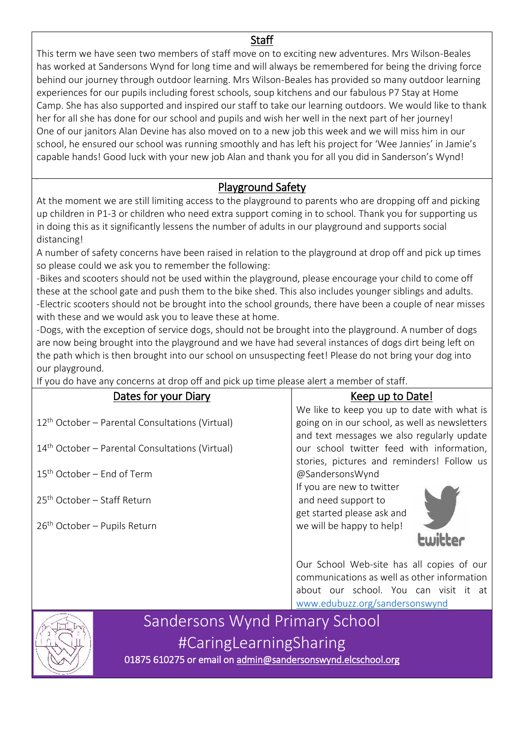## Staff

This term we have seen two members of staff move on to exciting new adventures. Mrs Wilson-Beales has worked at Sandersons Wynd for long time and will always be remembered for being the driving force behind our journey through outdoor learning. Mrs Wilson-Beales has provided so many outdoor learning experiences for our pupils including forest schools, soup kitchens and our fabulous P7 Stay at Home Camp. She has also supported and inspired our staff to take our learning outdoors. We would like to thank her for all she has done for our school and pupils and wish her well in the next part of her journey! One of our janitors Alan Devine has also moved on to a new job this week and we will miss him in our school, he ensured our school was running smoothly and has left his project for 'Wee Jannies' in Jamie's capable hands! Good luck with your new job Alan and thank you for all you did in Sanderson's Wynd!

## Playground Safety

At the moment we are still limiting access to the playground to parents who are dropping off and picking up children in P1-3 or children who need extra support coming in to school. Thank you for supporting us in doing this as it significantly lessens the number of adults in our playground and supports social distancing!

A number of safety concerns have been raised in relation to the playground at drop off and pick up times so please could we ask you to remember the following:

-Bikes and scooters should not be used within the playground, please encourage your child to come off these at the school gate and push them to the bike shed. This also includes younger siblings and adults.

-Electric scooters should not be brought into the school grounds, there have been a couple of near misses with these and we would ask you to leave these at home.

-Dogs, with the exception of service dogs, should not be brought into the playground. A number of dogs are now being brought into the playground and we have had several instances of dogs dirt being left on the path which is then brought into our school on unsuspecting feet! Please do not bring your dog into our playground.

If you do have any concerns at drop off and pick up time please alert a member of staff.

## Dates for your Diary

12th October – Parental Consultations (Virtual)

14th October – Parental Consultations (Virtual)

15th October – End of Term

25th October – Staff Return

26th October – Pupils Return

## Keep up to Date!

We like to keep you up to date with what is going on in our school, as well as newsletters and text messages we also regularly update our school twitter feed with information, stories, pictures and reminders! Follow us @SandersonsWynd

If you are new to twitter and need support to get started please ask and we will be happy to help!

Our School Web-site has all copies of our communications as well as other information about our school. You can visit it at www.edubuzz.org/sandersonswynd

Sandersons Wynd Primary School

#CaringLearningSharing

01875 610275 or email on admin@sandersonswynd.elcschool.org